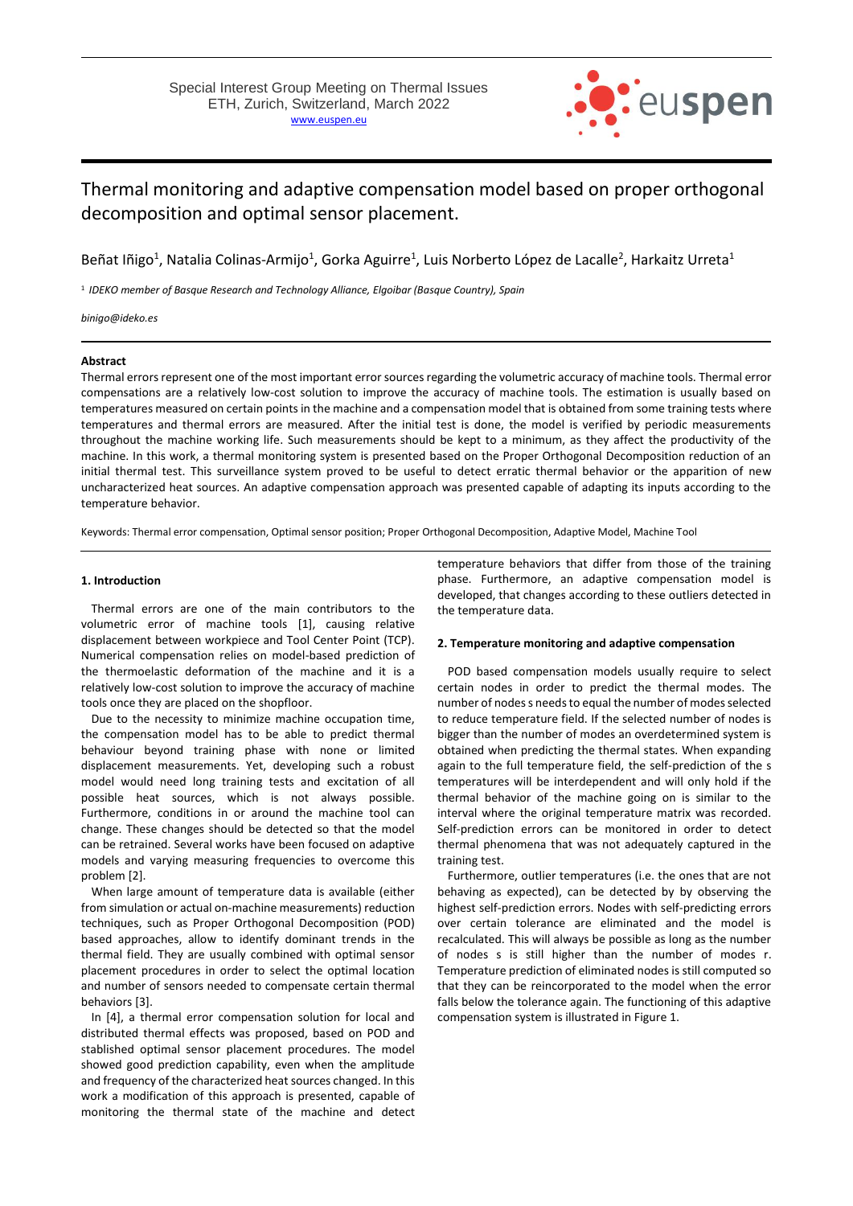Special Interest Group Meeting on Thermal Issues
ETH, Zurich, Switzerland, March 2022
www.euspen.eu

# Thermal monitoring and adaptive compensation model based on proper orthogonal decomposition and optimal sensor placement.

Beñat Iñigo[1], Natalia Colinas-Armijo[1], Gorka Aguirre[1], Luis Norberto López de Lacalle[2], Harkaitz Urreta[1]

[1] *IDEKO member of Basque Research and Technology Alliance, Elgoibar (Basque Country), Spain*

*binigo@ideko.es*

**Abstract**

Thermal errors represent one of the most important error sources regarding the volumetric accuracy of machine tools. Thermal error compensations are a relatively low-cost solution to improve the accuracy of machine tools. The estimation is usually based on temperatures measured on certain points in the machine and a compensation model that is obtained from some training tests where temperatures and thermal errors are measured. After the initial test is done, the model is verified by periodic measurements throughout the machine working life. Such measurements should be kept to a minimum, as they affect the productivity of the machine. In this work, a thermal monitoring system is presented based on the Proper Orthogonal Decomposition reduction of an initial thermal test. This surveillance system proved to be useful to detect erratic thermal behavior or the apparition of new uncharacterized heat sources. An adaptive compensation approach was presented capable of adapting its inputs according to the temperature behavior.

Keywords: Thermal error compensation, Optimal sensor position; Proper Orthogonal Decomposition, Adaptive Model, Machine Tool

## 1. Introduction

Thermal errors are one of the main contributors to the volumetric error of machine tools [1], causing relative displacement between workpiece and Tool Center Point (TCP). Numerical compensation relies on model-based prediction of the thermoelastic deformation of the machine and it is a relatively low-cost solution to improve the accuracy of machine tools once they are placed on the shopfloor.

Due to the necessity to minimize machine occupation time, the compensation model has to be able to predict thermal behaviour beyond training phase with none or limited displacement measurements. Yet, developing such a robust model would need long training tests and excitation of all possible heat sources, which is not always possible. Furthermore, conditions in or around the machine tool can change. These changes should be detected so that the model can be retrained. Several works have been focused on adaptive models and varying measuring frequencies to overcome this problem [2].

When large amount of temperature data is available (either from simulation or actual on-machine measurements) reduction techniques, such as Proper Orthogonal Decomposition (POD) based approaches, allow to identify dominant trends in the thermal field. They are usually combined with optimal sensor placement procedures in order to select the optimal location and number of sensors needed to compensate certain thermal behaviors [3].

In [4], a thermal error compensation solution for local and distributed thermal effects was proposed, based on POD and stablished optimal sensor placement procedures. The model showed good prediction capability, even when the amplitude and frequency of the characterized heat sources changed. In this work a modification of this approach is presented, capable of monitoring the thermal state of the machine and detect temperature behaviors that differ from those of the training phase. Furthermore, an adaptive compensation model is developed, that changes according to these outliers detected in the temperature data.

## 2. Temperature monitoring and adaptive compensation

POD based compensation models usually require to select certain nodes in order to predict the thermal modes. The number of nodes s needs to equal the number of modes selected to reduce temperature field. If the selected number of nodes is bigger than the number of modes an overdetermined system is obtained when predicting the thermal states. When expanding again to the full temperature field, the self-prediction of the s temperatures will be interdependent and will only hold if the thermal behavior of the machine going on is similar to the interval where the original temperature matrix was recorded. Self-prediction errors can be monitored in order to detect thermal phenomena that was not adequately captured in the training test.

Furthermore, outlier temperatures (i.e. the ones that are not behaving as expected), can be detected by by observing the highest self-prediction errors. Nodes with self-predicting errors over certain tolerance are eliminated and the model is recalculated. This will always be possible as long as the number of nodes s is still higher than the number of modes r. Temperature prediction of eliminated nodes is still computed so that they can be reincorporated to the model when the error falls below the tolerance again. The functioning of this adaptive compensation system is illustrated in Figure 1.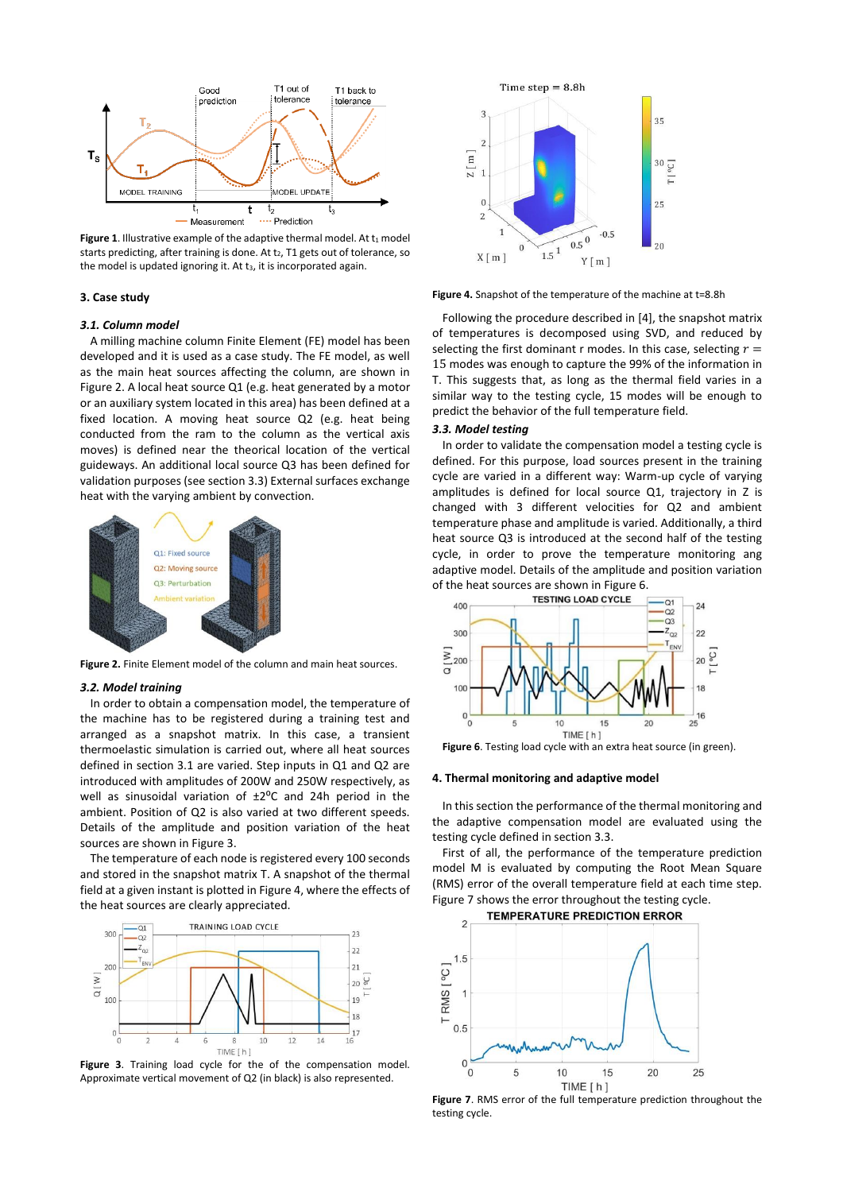**Figure 1**. Illustrative example of the adaptive thermal model. At $t_1$ model starts predicting, after training is done. At $t_2$, T1 gets out of tolerance, so the model is updated ignoring it. At $t_3$, it is incorporated again.

## 3. Case study

### 3.1. Column model

A milling machine column Finite Element (FE) model has been developed and it is used as a case study. The FE model, as well as the main heat sources affecting the column, are shown in Figure 2. A local heat source Q1 (e.g. heat generated by a motor or an auxiliary system located in this area) has been defined at a fixed location. A moving heat source Q2 (e.g. heat being conducted from the ram to the column as the vertical axis moves) is defined near the theorical location of the vertical guideways. An additional local source Q3 has been defined for validation purposes (see section 3.3) External surfaces exchange heat with the varying ambient by convection.

**Figure 2.** Finite Element model of the column and main heat sources.

### 3.2. Model training

In order to obtain a compensation model, the temperature of the machine has to be registered during a training test and arranged as a snapshot matrix. In this case, a transient thermoelastic simulation is carried out, where all heat sources defined in section 3.1 are varied. Step inputs in Q1 and Q2 are introduced with amplitudes of 200W and 250W respectively, as well as sinusoidal variation of ±2ºC and 24h period in the ambient. Position of Q2 is also varied at two different speeds. Details of the amplitude and position variation of the heat sources are shown in Figure 3.

The temperature of each node is registered every 100 seconds and stored in the snapshot matrix T. A snapshot of the thermal field at a given instant is plotted in Figure 4, where the effects of the heat sources are clearly appreciated.

**Figure 3**. Training load cycle for the of the compensation model. Approximate vertical movement of Q2 (in black) is also represented.

**Figure 4.** Snapshot of the temperature of the machine at t=8.8h

Following the procedure described in [4], the snapshot matrix of temperatures is decomposed using SVD, and reduced by selecting the first dominant r modes. In this case, selecting $r = 15$ modes was enough to capture the 99% of the information in T. This suggests that, as long as the thermal field varies in a similar way to the testing cycle, 15 modes will be enough to predict the behavior of the full temperature field.

### 3.3. Model testing

In order to validate the compensation model a testing cycle is defined. For this purpose, load sources present in the training cycle are varied in a different way: Warm-up cycle of varying amplitudes is defined for local source Q1, trajectory in Z is changed with 3 different velocities for Q2 and ambient temperature phase and amplitude is varied. Additionally, a third heat source Q3 is introduced at the second half of the testing cycle, in order to prove the temperature monitoring ang adaptive model. Details of the amplitude and position variation of the heat sources are shown in Figure 6.

**Figure 6**. Testing load cycle with an extra heat source (in green).

## 4. Thermal monitoring and adaptive model

In this section the performance of the thermal monitoring and the adaptive compensation model are evaluated using the testing cycle defined in section 3.3.

First of all, the performance of the temperature prediction model M is evaluated by computing the Root Mean Square (RMS) error of the overall temperature field at each time step. Figure 7 shows the error throughout the testing cycle.

**Figure 7**. RMS error of the full temperature prediction throughout the testing cycle.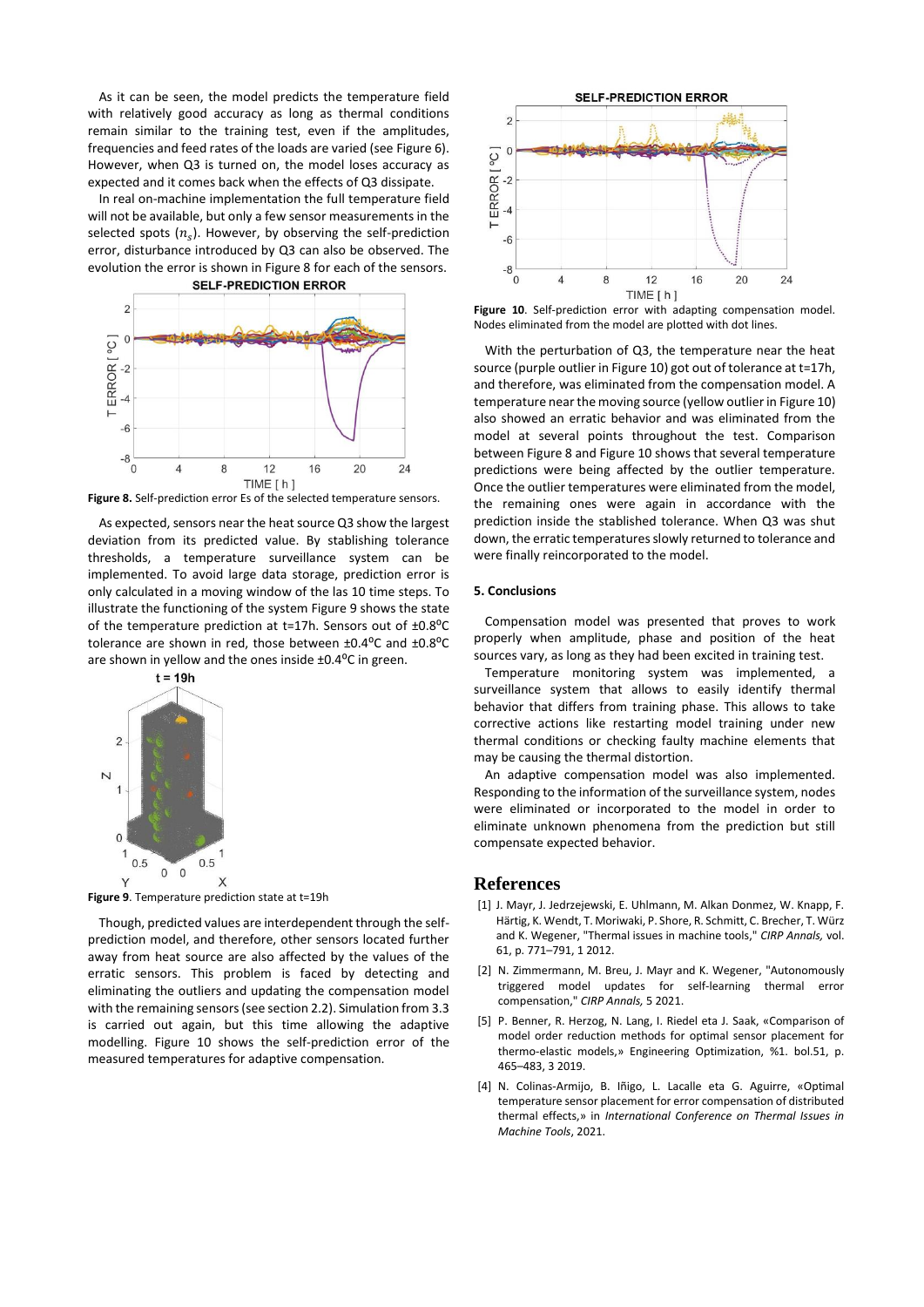As it can be seen, the model predicts the temperature field with relatively good accuracy as long as thermal conditions remain similar to the training test, even if the amplitudes, frequencies and feed rates of the loads are varied (see Figure 6). However, when Q3 is turned on, the model loses accuracy as expected and it comes back when the effects of Q3 dissipate.

In real on-machine implementation the full temperature field will not be available, but only a few sensor measurements in the selected spots ($n_s$). However, by observing the self-prediction error, disturbance introduced by Q3 can also be observed. The evolution the error is shown in Figure 8 for each of the sensors.

SELF-PREDICTION ERROR

T ERROR [ºC]

TIME [ h ]

**Figure 8.** Self-prediction error Es of the selected temperature sensors.

As expected, sensors near the heat source Q3 show the largest deviation from its predicted value. By stablishing tolerance thresholds, a temperature surveillance system can be implemented. To avoid large data storage, prediction error is only calculated in a moving window of the las 10 time steps. To illustrate the functioning of the system Figure 9 shows the state of the temperature prediction at t=17h. Sensors out of ±0.8ºC tolerance are shown in red, those between ±0.4ºC and ±0.8ºC are shown in yellow and the ones inside ±0.4ºC in green.

t = 19h

**Figure 9**. Temperature prediction state at t=19h

Though, predicted values are interdependent through the self-prediction model, and therefore, other sensors located further away from heat source are also affected by the values of the erratic sensors. This problem is faced by detecting and eliminating the outliers and updating the compensation model with the remaining sensors (see section 2.2). Simulation from 3.3 is carried out again, but this time allowing the adaptive modelling. Figure 10 shows the self-prediction error of the measured temperatures for adaptive compensation.

SELF-PREDICTION ERROR

T ERROR [ºC]

TIME [ h ]

**Figure 10**. Self-prediction error with adapting compensation model. Nodes eliminated from the model are plotted with dot lines.

With the perturbation of Q3, the temperature near the heat source (purple outlier in Figure 10) got out of tolerance at t=17h, and therefore, was eliminated from the compensation model. A temperature near the moving source (yellow outlier in Figure 10) also showed an erratic behavior and was eliminated from the model at several points throughout the test. Comparison between Figure 8 and Figure 10 shows that several temperature predictions were being affected by the outlier temperature. Once the outlier temperatures were eliminated from the model, the remaining ones were again in accordance with the prediction inside the stablished tolerance. When Q3 was shut down, the erratic temperatures slowly returned to tolerance and were finally reincorporated to the model.

### 5. Conclusions

Compensation model was presented that proves to work properly when amplitude, phase and position of the heat sources vary, as long as they had been excited in training test.

Temperature monitoring system was implemented, a surveillance system that allows to easily identify thermal behavior that differs from training phase. This allows to take corrective actions like restarting model training under new thermal conditions or checking faulty machine elements that may be causing the thermal distortion.

An adaptive compensation model was also implemented. Responding to the information of the surveillance system, nodes were eliminated or incorporated to the model in order to eliminate unknown phenomena from the prediction but still compensate expected behavior.

## References

[1] J. Mayr, J. Jedrzejewski, E. Uhlmann, M. Alkan Donmez, W. Knapp, F. Härtig, K. Wendt, T. Moriwaki, P. Shore, R. Schmitt, C. Brecher, T. Würz and K. Wegener, "Thermal issues in machine tools," *CIRP Annals,* vol. 61, p. 771–791, 1 2012.

[2] N. Zimmermann, M. Breu, J. Mayr and K. Wegener, "Autonomously triggered model updates for self-learning thermal error compensation," *CIRP Annals,* 5 2021.

[5] P. Benner, R. Herzog, N. Lang, I. Riedel eta J. Saak, «Comparison of model order reduction methods for optimal sensor placement for thermo-elastic models,» Engineering Optimization, %1. bol.51, p. 465–483, 3 2019.

[4] N. Colinas-Armijo, B. Iñigo, L. Lacalle eta G. Aguirre, «Optimal temperature sensor placement for error compensation of distributed thermal effects,» in *International Conference on Thermal Issues in Machine Tools*, 2021.